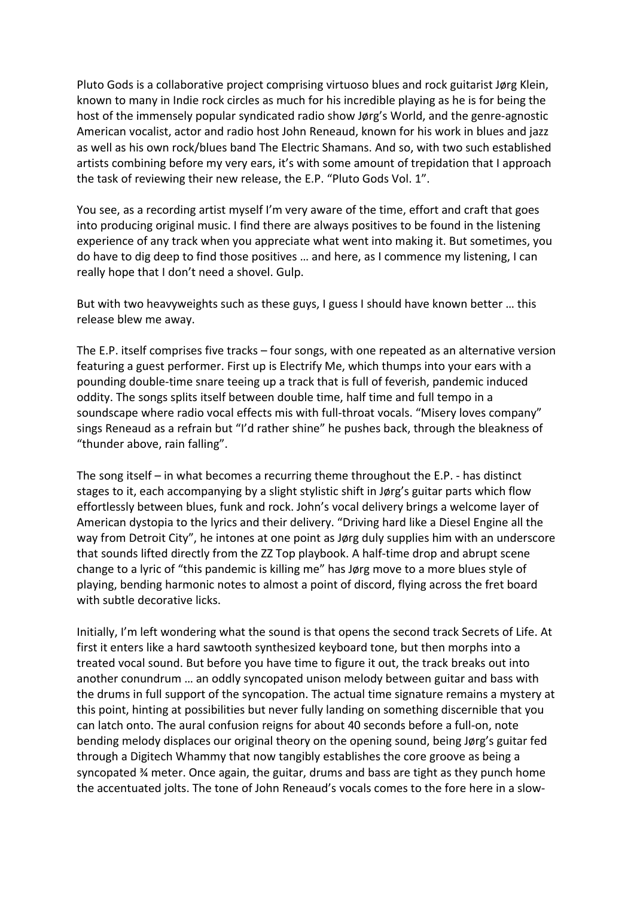Pluto Gods is a collaborative project comprising virtuoso blues and rock guitarist Jørg Klein, known to many in Indie rock circles as much for his incredible playing as he is for being the host of the immensely popular syndicated radio show Jørg's World, and the genre-agnostic American vocalist, actor and radio host John Reneaud, known for his work in blues and jazz as well as his own rock/blues band The Electric Shamans. And so, with two such established artists combining before my very ears, it's with some amount of trepidation that I approach the task of reviewing their new release, the E.P. "Pluto Gods Vol. 1".

You see, as a recording artist myself I'm very aware of the time, effort and craft that goes into producing original music. I find there are always positives to be found in the listening experience of any track when you appreciate what went into making it. But sometimes, you do have to dig deep to find those positives … and here, as I commence my listening, I can really hope that I don't need a shovel. Gulp.

But with two heavyweights such as these guys, I guess I should have known better … this release blew me away.

The E.P. itself comprises five tracks – four songs, with one repeated as an alternative version featuring a guest performer. First up is Electrify Me, which thumps into your ears with a pounding double-time snare teeing up a track that is full of feverish, pandemic induced oddity. The songs splits itself between double time, half time and full tempo in a soundscape where radio vocal effects mis with full-throat vocals. "Misery loves company" sings Reneaud as a refrain but "I'd rather shine" he pushes back, through the bleakness of "thunder above, rain falling".

The song itself – in what becomes a recurring theme throughout the E.P. - has distinct stages to it, each accompanying by a slight stylistic shift in Jørg's guitar parts which flow effortlessly between blues, funk and rock. John's vocal delivery brings a welcome layer of American dystopia to the lyrics and their delivery. "Driving hard like a Diesel Engine all the way from Detroit City", he intones at one point as Jørg duly supplies him with an underscore that sounds lifted directly from the ZZ Top playbook. A half-time drop and abrupt scene change to a lyric of "this pandemic is killing me" has Jørg move to a more blues style of playing, bending harmonic notes to almost a point of discord, flying across the fret board with subtle decorative licks.

Initially, I'm left wondering what the sound is that opens the second track Secrets of Life. At first it enters like a hard sawtooth synthesized keyboard tone, but then morphs into a treated vocal sound. But before you have time to figure it out, the track breaks out into another conundrum … an oddly syncopated unison melody between guitar and bass with the drums in full support of the syncopation. The actual time signature remains a mystery at this point, hinting at possibilities but never fully landing on something discernible that you can latch onto. The aural confusion reigns for about 40 seconds before a full-on, note bending melody displaces our original theory on the opening sound, being Jørg's guitar fed through a Digitech Whammy that now tangibly establishes the core groove as being a syncopated ¾ meter. Once again, the guitar, drums and bass are tight as they punch home the accentuated jolts. The tone of John Reneaud's vocals comes to the fore here in a slow-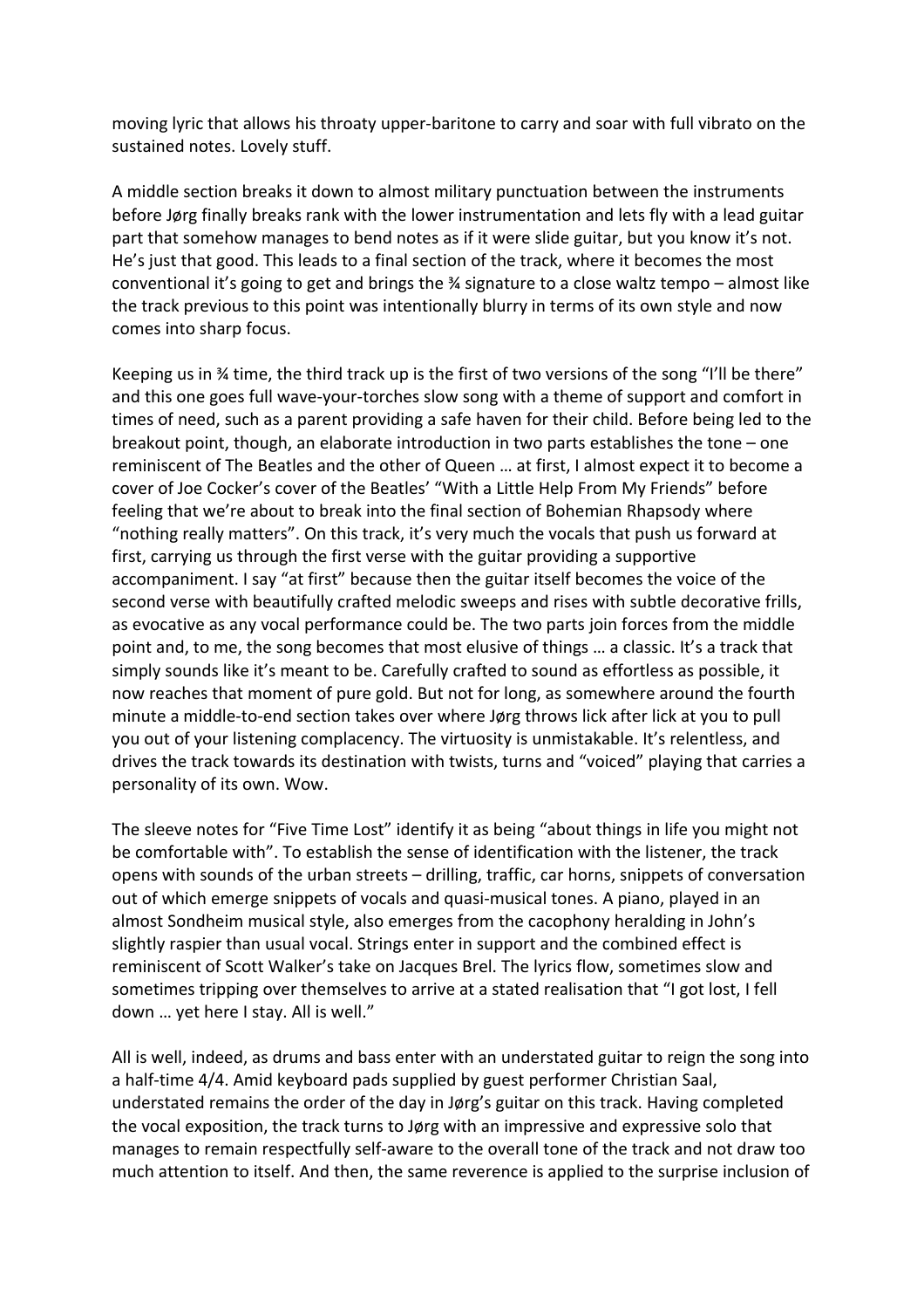moving lyric that allows his throaty upper-baritone to carry and soar with full vibrato on the sustained notes. Lovely stuff.

A middle section breaks it down to almost military punctuation between the instruments before Jørg finally breaks rank with the lower instrumentation and lets fly with a lead guitar part that somehow manages to bend notes as if it were slide guitar, but you know it's not. He's just that good. This leads to a final section of the track, where it becomes the most conventional it's going to get and brings the ¾ signature to a close waltz tempo – almost like the track previous to this point was intentionally blurry in terms of its own style and now comes into sharp focus.

Keeping us in ¾ time, the third track up is the first of two versions of the song "I'll be there" and this one goes full wave-your-torches slow song with a theme of support and comfort in times of need, such as a parent providing a safe haven for their child. Before being led to the breakout point, though, an elaborate introduction in two parts establishes the tone – one reminiscent of The Beatles and the other of Queen … at first, I almost expect it to become a cover of Joe Cocker's cover of the Beatles' "With a Little Help From My Friends" before feeling that we're about to break into the final section of Bohemian Rhapsody where "nothing really matters". On this track, it's very much the vocals that push us forward at first, carrying us through the first verse with the guitar providing a supportive accompaniment. I say "at first" because then the guitar itself becomes the voice of the second verse with beautifully crafted melodic sweeps and rises with subtle decorative frills, as evocative as any vocal performance could be. The two parts join forces from the middle point and, to me, the song becomes that most elusive of things … a classic. It's a track that simply sounds like it's meant to be. Carefully crafted to sound as effortless as possible, it now reaches that moment of pure gold. But not for long, as somewhere around the fourth minute a middle-to-end section takes over where Jørg throws lick after lick at you to pull you out of your listening complacency. The virtuosity is unmistakable. It's relentless, and drives the track towards its destination with twists, turns and "voiced" playing that carries a personality of its own. Wow.

The sleeve notes for "Five Time Lost" identify it as being "about things in life you might not be comfortable with". To establish the sense of identification with the listener, the track opens with sounds of the urban streets – drilling, traffic, car horns, snippets of conversation out of which emerge snippets of vocals and quasi-musical tones. A piano, played in an almost Sondheim musical style, also emerges from the cacophony heralding in John's slightly raspier than usual vocal. Strings enter in support and the combined effect is reminiscent of Scott Walker's take on Jacques Brel. The lyrics flow, sometimes slow and sometimes tripping over themselves to arrive at a stated realisation that "I got lost, I fell down … yet here I stay. All is well."

All is well, indeed, as drums and bass enter with an understated guitar to reign the song into a half-time 4/4. Amid keyboard pads supplied by guest performer Christian Saal, understated remains the order of the day in Jørg's guitar on this track. Having completed the vocal exposition, the track turns to Jørg with an impressive and expressive solo that manages to remain respectfully self-aware to the overall tone of the track and not draw too much attention to itself. And then, the same reverence is applied to the surprise inclusion of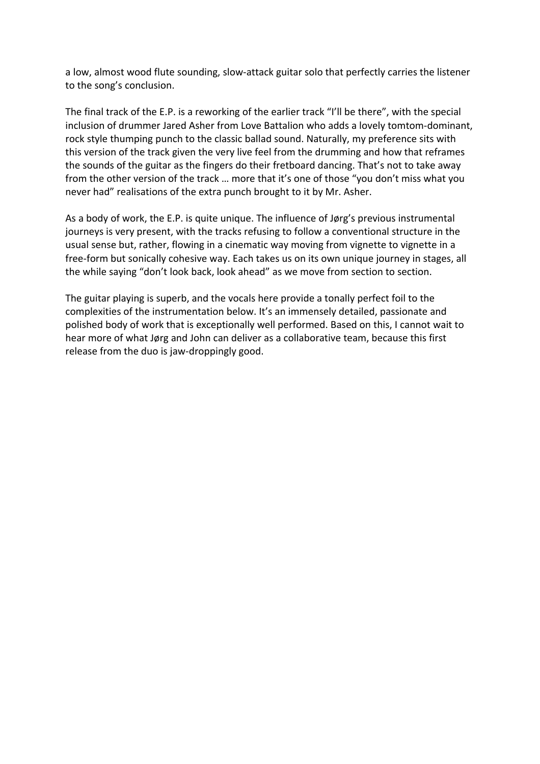a low, almost wood flute sounding, slow-attack guitar solo that perfectly carries the listener to the song's conclusion.

The final track of the E.P. is a reworking of the earlier track "I'll be there", with the special inclusion of drummer Jared Asher from Love Battalion who adds a lovely tomtom-dominant, rock style thumping punch to the classic ballad sound. Naturally, my preference sits with this version of the track given the very live feel from the drumming and how that reframes the sounds of the guitar as the fingers do their fretboard dancing. That's not to take away from the other version of the track … more that it's one of those "you don't miss what you never had" realisations of the extra punch brought to it by Mr. Asher.

As a body of work, the E.P. is quite unique. The influence of Jørg's previous instrumental journeys is very present, with the tracks refusing to follow a conventional structure in the usual sense but, rather, flowing in a cinematic way moving from vignette to vignette in a free-form but sonically cohesive way. Each takes us on its own unique journey in stages, all the while saying "don't look back, look ahead" as we move from section to section.

The guitar playing is superb, and the vocals here provide a tonally perfect foil to the complexities of the instrumentation below. It's an immensely detailed, passionate and polished body of work that is exceptionally well performed. Based on this, I cannot wait to hear more of what Jørg and John can deliver as a collaborative team, because this first release from the duo is jaw-droppingly good.